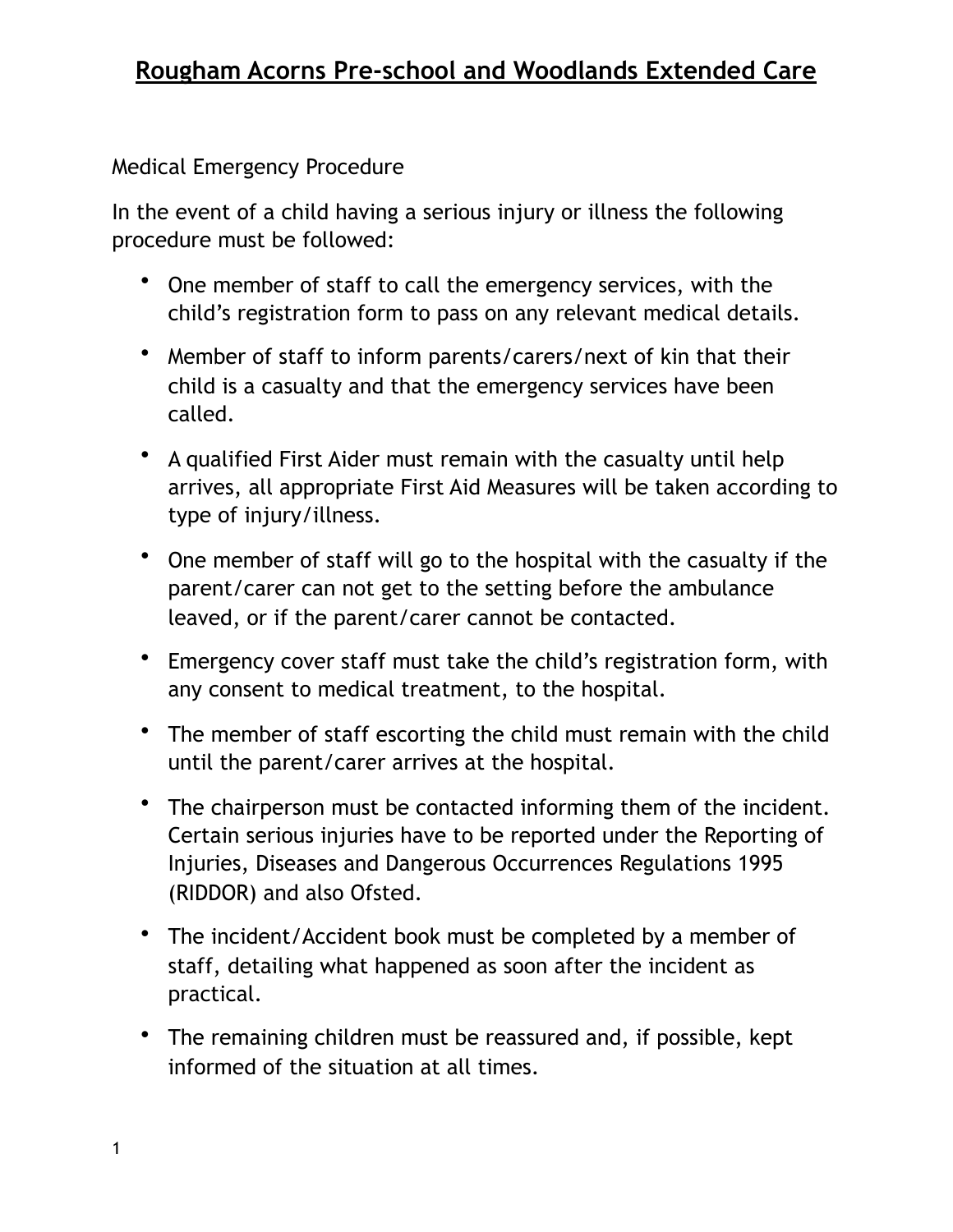# Rougham Acorns Pre-school and Woodlands Extended Care

Medical Emergency Procedure

In the event of a child having a serious injury or illness the following procedure must be followed:

- One member of staff to call the emergency services, with the child's registration form to pass on any relevant medical details.
- Member of staff to inform parents/carers/next of kin that their child is a casualty and that the emergency services have been called.
- A qualified First Aider must remain with the casualty until help arrives, all appropriate First Aid Measures will be taken according to type of injury/illness.
- One member of staff will go to the hospital with the casualty if the parent/carer can not get to the setting before the ambulance leaved, or if the parent/carer cannot be contacted.
- Emergency cover staff must take the child's registration form, with any consent to medical treatment, to the hospital.
- The member of staff escorting the child must remain with the child until the parent/carer arrives at the hospital.
- The chairperson must be contacted informing them of the incident. Certain serious injuries have to be reported under the Reporting of Injuries, Diseases and Dangerous Occurrences Regulations 1995 (RIDDOR) and also Ofsted.
- The incident/Accident book must be completed by a member of staff, detailing what happened as soon after the incident as practical.
- The remaining children must be reassured and, if possible, kept informed of the situation at all times.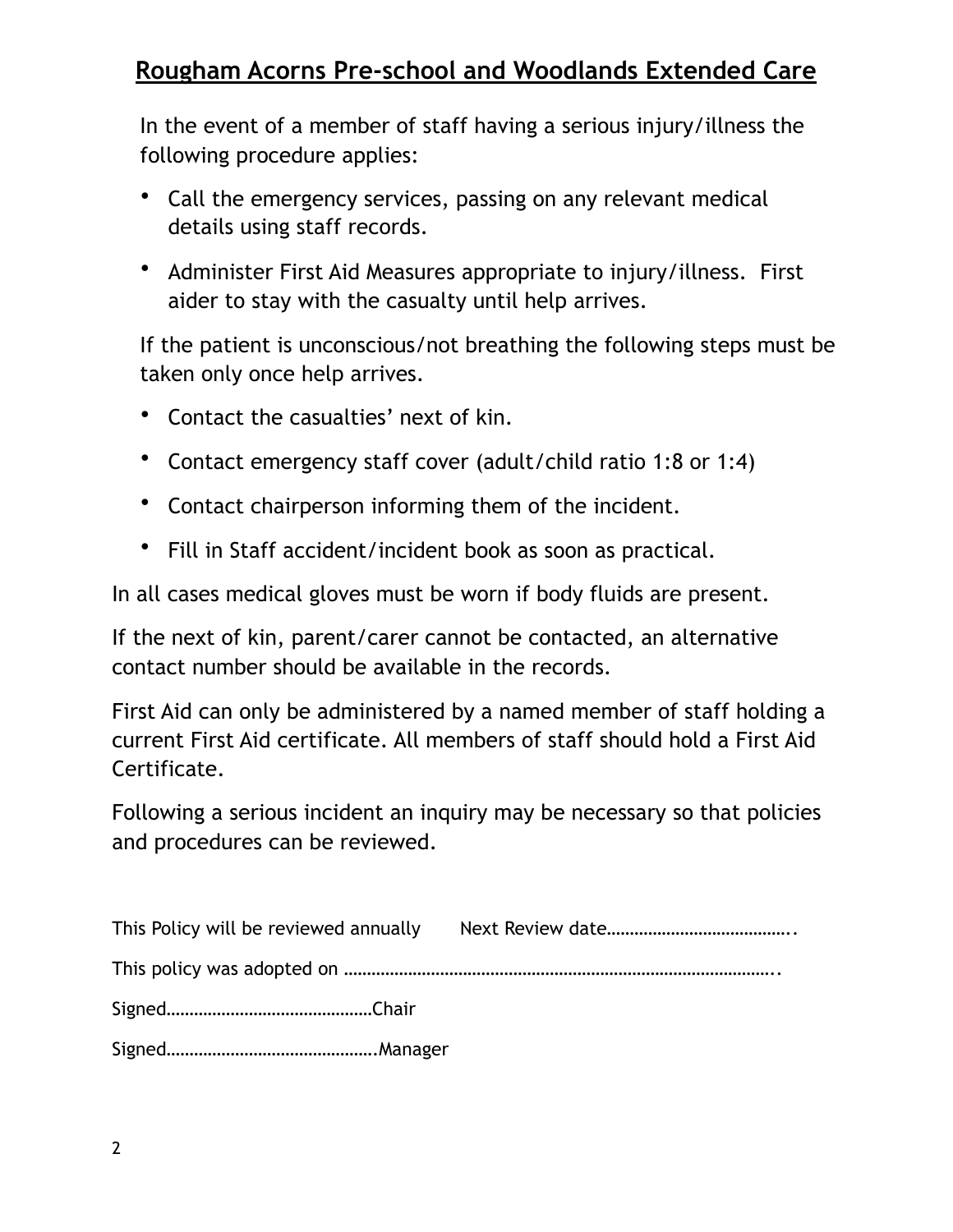## Rougham Acorns Pre-school and Woodlands Extended Care

In the event of a member of staff having a serious injury/illness the following procedure applies:

- Call the emergency services, passing on any relevant medical details using staff records.
- Administer First Aid Measures appropriate to injury/illness. First aider to stay with the casualty until help arrives.

If the patient is unconscious/not breathing the following steps must be taken only once help arrives.

- Contact the casualties' next of kin.
- Contact emergency staff cover (adult/child ratio 1:8 or 1:4)
- Contact chairperson informing them of the incident.
- Fill in Staff accident/incident book as soon as practical.

In all cases medical gloves must be worn if body fluids are present.

If the next of kin, parent/carer cannot be contacted, an alternative contact number should be available in the records.

First Aid can only be administered by a named member of staff holding a current First Aid certificate. All members of staff should hold a First Aid Certificate.

Following a serious incident an inquiry may be necessary so that policies and procedures can be reviewed.

This Policy will be reviewed annually      Next Review date…………………………………..

This policy was adopted on …………………………………………………………………………………..

Signed………………………………………Chair

Signed……………………………………….Manager